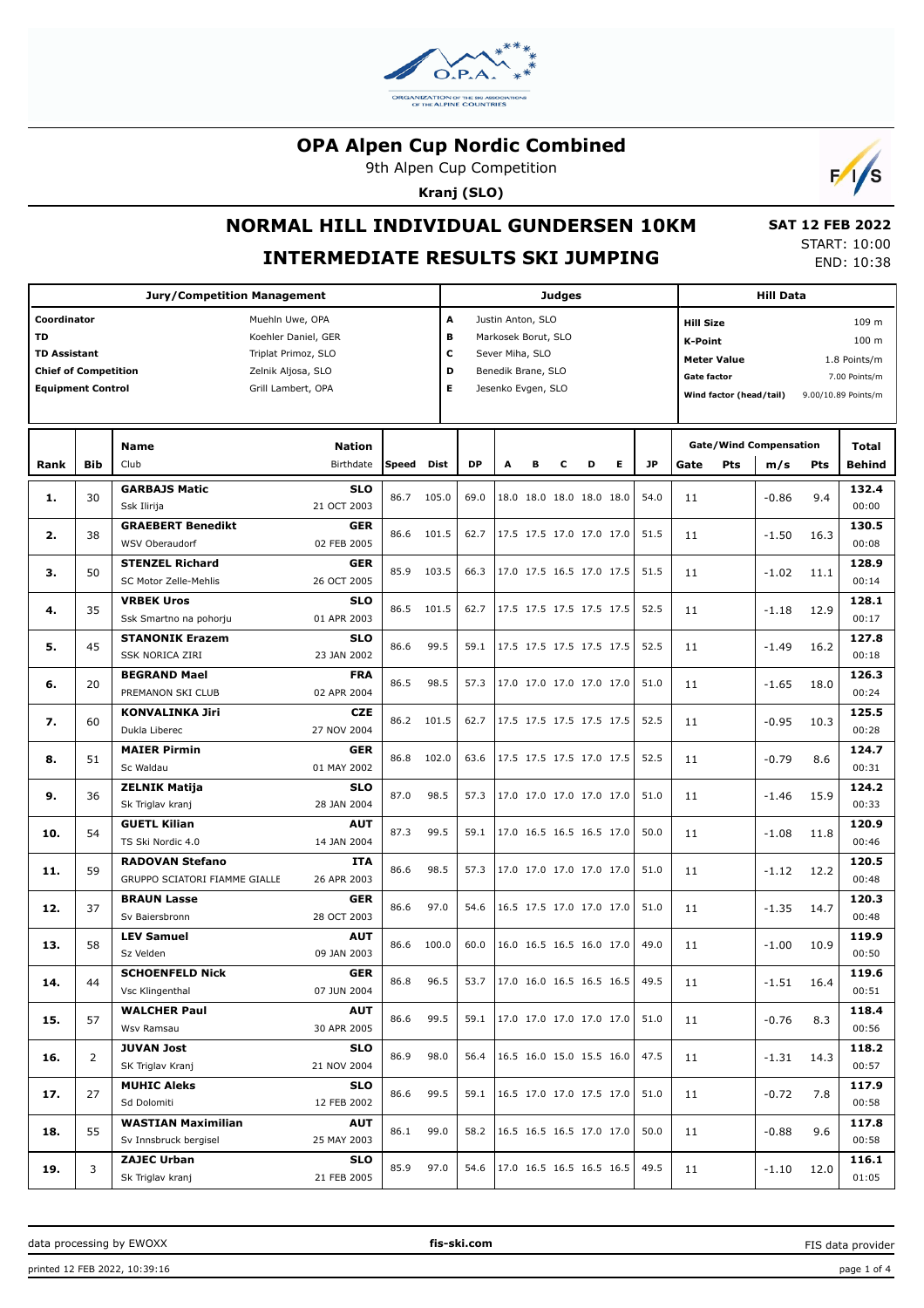# OPA Alpen Cup Nordic Combined

9th Alpen Cup Competition

**Kranj (SLO)**

## NORMAL HILL INDIVIDUAL GUNDERSEN 10KM

## INTERMEDIATE RESULTS SKI JUMPING

**SAT 12 FEB 2022**
START: 10:00
END: 10:38

| Jury/Competition Management | | Judges | | Hill Data | |
|---|---|---|---|---|---|
| Coordinator | Muehln Uwe, OPA | A | Justin Anton, SLO | Hill Size | 109 m |
| TD | Koehler Daniel, GER | B | Markosek Borut, SLO | K-Point | 100 m |
| TD Assistant | Triplat Primoz, SLO | C | Sever Miha, SLO | Meter Value | 1.8 Points/m |
| Chief of Competition | Zelnik Aljosa, SLO | D | Benedik Brane, SLO | Gate factor | 7.00 Points/m |
| Equipment Control | Grill Lambert, OPA | E | Jesenko Evgen, SLO | Wind factor (head/tail) | 9.00/10.89 Points/m |

| Rank | Bib | Name / Club | Nation / Birthdate | Speed | Dist | DP | A | B | C | D | E | JP | Gate | Pts | m/s | Pts | Total / Behind |
|---|---|---|---|---|---|---|---|---|---|---|---|---|---|---|---|---|---|
| 1. | 30 | **GARBAJS Matic**<br>Ssk Ilirija | **SLO**<br>21 OCT 2003 | 86.7 | 105.0 | 69.0 | 18.0 | 18.0 | 18.0 | 18.0 | 18.0 | 54.0 | 11 | | -0.86 | 9.4 | **132.4**<br>00:00 |
| 2. | 38 | **GRAEBERT Benedikt**<br>WSV Oberaudorf | **GER**<br>02 FEB 2005 | 86.6 | 101.5 | 62.7 | 17.5 | 17.5 | 17.0 | 17.0 | 17.0 | 51.5 | 11 | | -1.50 | 16.3 | **130.5**<br>00:08 |
| 3. | 50 | **STENZEL Richard**<br>SC Motor Zelle-Mehlis | **GER**<br>26 OCT 2005 | 85.9 | 103.5 | 66.3 | 17.0 | 17.5 | 16.5 | 17.0 | 17.5 | 51.5 | 11 | | -1.02 | 11.1 | **128.9**<br>00:14 |
| 4. | 35 | **VRBEK Uros**<br>Ssk Smartno na pohorju | **SLO**<br>01 APR 2003 | 86.5 | 101.5 | 62.7 | 17.5 | 17.5 | 17.5 | 17.5 | 17.5 | 52.5 | 11 | | -1.18 | 12.9 | **128.1**<br>00:17 |
| 5. | 45 | **STANONIK Erazem**<br>SSK NORICA ZIRI | **SLO**<br>23 JAN 2002 | 86.6 | 99.5 | 59.1 | 17.5 | 17.5 | 17.5 | 17.5 | 17.5 | 52.5 | 11 | | -1.49 | 16.2 | **127.8**<br>00:18 |
| 6. | 20 | **BEGRAND Mael**<br>PREMANON SKI CLUB | **FRA**<br>02 APR 2004 | 86.5 | 98.5 | 57.3 | 17.0 | 17.0 | 17.0 | 17.0 | 17.0 | 51.0 | 11 | | -1.65 | 18.0 | **126.3**<br>00:24 |
| 7. | 60 | **KONVALINKA Jiri**<br>Dukla Liberec | **CZE**<br>27 NOV 2004 | 86.2 | 101.5 | 62.7 | 17.5 | 17.5 | 17.5 | 17.5 | 17.5 | 52.5 | 11 | | -0.95 | 10.3 | **125.5**<br>00:28 |
| 8. | 51 | **MAIER Pirmin**<br>Sc Waldau | **GER**<br>01 MAY 2002 | 86.8 | 102.0 | 63.6 | 17.5 | 17.5 | 17.5 | 17.0 | 17.5 | 52.5 | 11 | | -0.79 | 8.6 | **124.7**<br>00:31 |
| 9. | 36 | **ZELNIK Matija**<br>Sk Triglav kranj | **SLO**<br>28 JAN 2004 | 87.0 | 98.5 | 57.3 | 17.0 | 17.0 | 17.0 | 17.0 | 17.0 | 51.0 | 11 | | -1.46 | 15.9 | **124.2**<br>00:33 |
| 10. | 54 | **GUETL Kilian**<br>TS Ski Nordic 4.0 | **AUT**<br>14 JAN 2004 | 87.3 | 99.5 | 59.1 | 17.0 | 16.5 | 16.5 | 16.5 | 17.0 | 50.0 | 11 | | -1.08 | 11.8 | **120.9**<br>00:46 |
| 11. | 59 | **RADOVAN Stefano**<br>GRUPPO SCIATORI FIAMME GIALLE | **ITA**<br>26 APR 2003 | 86.6 | 98.5 | 57.3 | 17.0 | 17.0 | 17.0 | 17.0 | 17.0 | 51.0 | 11 | | -1.12 | 12.2 | **120.5**<br>00:48 |
| 12. | 37 | **BRAUN Lasse**<br>Sv Baiersbronn | **GER**<br>28 OCT 2003 | 86.6 | 97.0 | 54.6 | 16.5 | 17.5 | 17.0 | 17.0 | 17.0 | 51.0 | 11 | | -1.35 | 14.7 | **120.3**<br>00:48 |
| 13. | 58 | **LEV Samuel**<br>Sz Velden | **AUT**<br>09 JAN 2003 | 86.6 | 100.0 | 60.0 | 16.0 | 16.5 | 16.5 | 16.0 | 17.0 | 49.0 | 11 | | -1.00 | 10.9 | **119.9**<br>00:50 |
| 14. | 44 | **SCHOENFELD Nick**<br>Vsc Klingenthal | **GER**<br>07 JUN 2004 | 86.8 | 96.5 | 53.7 | 17.0 | 16.0 | 16.5 | 16.5 | 16.5 | 49.5 | 11 | | -1.51 | 16.4 | **119.6**<br>00:51 |
| 15. | 57 | **WALCHER Paul**<br>Wsv Ramsau | **AUT**<br>30 APR 2005 | 86.6 | 99.5 | 59.1 | 17.0 | 17.0 | 17.0 | 17.0 | 17.0 | 51.0 | 11 | | -0.76 | 8.3 | **118.4**<br>00:56 |
| 16. | 2 | **JUVAN Jost**<br>SK Triglav Kranj | **SLO**<br>21 NOV 2004 | 86.9 | 98.0 | 56.4 | 16.5 | 16.0 | 15.0 | 15.5 | 16.0 | 47.5 | 11 | | -1.31 | 14.3 | **118.2**<br>00:57 |
| 17. | 27 | **MUHIC Aleks**<br>Sd Dolomiti | **SLO**<br>12 FEB 2002 | 86.6 | 99.5 | 59.1 | 16.5 | 17.0 | 17.0 | 17.5 | 17.0 | 51.0 | 11 | | -0.72 | 7.8 | **117.9**<br>00:58 |
| 18. | 55 | **WASTIAN Maximilian**<br>Sv Innsbruck bergisel | **AUT**<br>25 MAY 2003 | 86.1 | 99.0 | 58.2 | 16.5 | 16.5 | 16.5 | 17.0 | 17.0 | 50.0 | 11 | | -0.88 | 9.6 | **117.8**<br>00:58 |
| 19. | 3 | **ZAJEC Urban**<br>Sk Triglav kranj | **SLO**<br>21 FEB 2005 | 85.9 | 97.0 | 54.6 | 17.0 | 16.5 | 16.5 | 16.5 | 16.5 | 49.5 | 11 | | -1.10 | 12.0 | **116.1**<br>01:05 |

data processing by EWOXX | fis-ski.com | FIS data provider

printed 12 FEB 2022, 10:39:16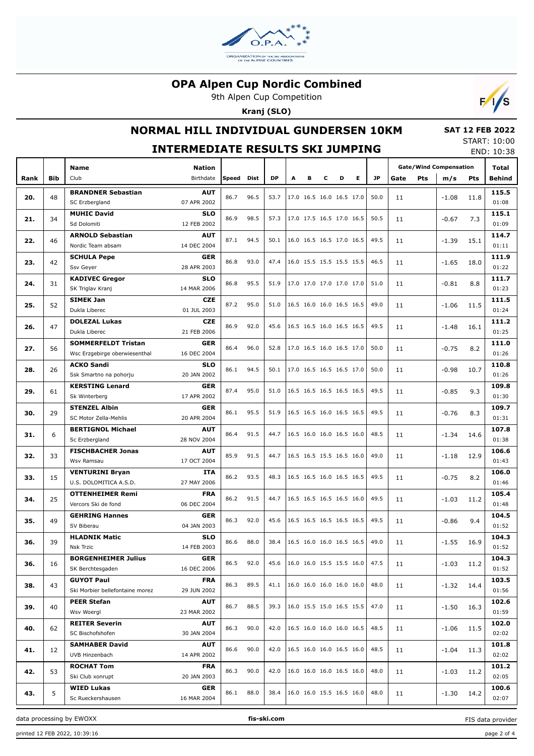# OPA Alpen Cup Nordic Combined

9th Alpen Cup Competition

**Kranj (SLO)**

## NORMAL HILL INDIVIDUAL GUNDERSEN 10KM

**SAT 12 FEB 2022**

START: 10:00
END: 10:38

## INTERMEDIATE RESULTS SKI JUMPING

| Rank | Bib | Name / Club | Nation / Birthdate | Speed | Dist | DP | A | B | C | D | E | JP | Gate | Pts | m/s | Pts | Total / Behind |
|---|---|---|---|---|---|---|---|---|---|---|---|---|---|---|---|---|---|
| 20. | 48 | **BRANDNER Sebastian** SC Erzbergland | **AUT** 07 APR 2002 | 86.7 | 96.5 | 53.7 | 17.0 | 16.5 | 16.0 | 16.5 | 17.0 | 50.0 | 11 | | -1.08 | 11.8 | **115.5** 01:08 |
| 21. | 34 | **MUHIC David** Sd Dolomiti | **SLO** 12 FEB 2002 | 86.9 | 98.5 | 57.3 | 17.0 | 17.5 | 16.5 | 17.0 | 16.5 | 50.5 | 11 | | -0.67 | 7.3 | **115.1** 01:09 |
| 22. | 46 | **ARNOLD Sebastian** Nordic Team absam | **AUT** 14 DEC 2004 | 87.1 | 94.5 | 50.1 | 16.0 | 16.5 | 16.5 | 17.0 | 16.5 | 49.5 | 11 | | -1.39 | 15.1 | **114.7** 01:11 |
| 23. | 42 | **SCHULA Pepe** Ssv Geyer | **GER** 28 APR 2003 | 86.8 | 93.0 | 47.4 | 16.0 | 15.5 | 15.5 | 15.5 | 15.5 | 46.5 | 11 | | -1.65 | 18.0 | **111.9** 01:22 |
| 24. | 31 | **KADIVEC Gregor** SK Triglav Kranj | **SLO** 14 MAR 2006 | 86.8 | 95.5 | 51.9 | 17.0 | 17.0 | 17.0 | 17.0 | 17.0 | 51.0 | 11 | | -0.81 | 8.8 | **111.7** 01:23 |
| 25. | 52 | **SIMEK Jan** Dukla Liberec | **CZE** 01 JUL 2003 | 87.2 | 95.0 | 51.0 | 16.5 | 16.0 | 16.0 | 16.5 | 16.5 | 49.0 | 11 | | -1.06 | 11.5 | **111.5** 01:24 |
| 26. | 47 | **DOLEZAL Lukas** Dukla Liberec | **CZE** 21 FEB 2006 | 86.9 | 92.0 | 45.6 | 16.5 | 16.5 | 16.0 | 16.5 | 16.5 | 49.5 | 11 | | -1.48 | 16.1 | **111.2** 01:25 |
| 27. | 56 | **SOMMERFELDT Tristan** Wsc Erzgebirge oberwiesenthal | **GER** 16 DEC 2004 | 86.4 | 96.0 | 52.8 | 17.0 | 16.5 | 16.0 | 16.5 | 17.0 | 50.0 | 11 | | -0.75 | 8.2 | **111.0** 01:26 |
| 28. | 26 | **ACKO Sandi** Ssk Smartno na pohorju | **SLO** 20 JAN 2002 | 86.1 | 94.5 | 50.1 | 17.0 | 16.5 | 16.5 | 16.5 | 17.0 | 50.0 | 11 | | -0.98 | 10.7 | **110.8** 01:26 |
| 29. | 61 | **KERSTING Lenard** Sk Winterberg | **GER** 17 APR 2002 | 87.4 | 95.0 | 51.0 | 16.5 | 16.5 | 16.5 | 16.5 | 16.5 | 49.5 | 11 | | -0.85 | 9.3 | **109.8** 01:30 |
| 30. | 29 | **STENZEL Albin** SC Motor Zella-Mehlis | **GER** 20 APR 2004 | 86.1 | 95.5 | 51.9 | 16.5 | 16.5 | 16.0 | 16.5 | 16.5 | 49.5 | 11 | | -0.76 | 8.3 | **109.7** 01:31 |
| 31. | 6 | **BERTIGNOL Michael** Sc Erzbergland | **AUT** 28 NOV 2004 | 86.4 | 91.5 | 44.7 | 16.5 | 16.0 | 16.0 | 16.5 | 16.0 | 48.5 | 11 | | -1.34 | 14.6 | **107.8** 01:38 |
| 32. | 33 | **FISCHBACHER Jonas** Wsv Ramsau | **AUT** 17 OCT 2004 | 85.9 | 91.5 | 44.7 | 16.5 | 16.5 | 15.5 | 16.5 | 16.0 | 49.0 | 11 | | -1.18 | 12.9 | **106.6** 01:43 |
| 33. | 15 | **VENTURINI Bryan** U.S. DOLOMITICA A.S.D. | **ITA** 27 MAY 2006 | 86.2 | 93.5 | 48.3 | 16.5 | 16.5 | 16.0 | 16.5 | 16.5 | 49.5 | 11 | | -0.75 | 8.2 | **106.0** 01:46 |
| 34. | 25 | **OTTENHEIMER Remi** Vercors Ski de fond | **FRA** 06 DEC 2004 | 86.2 | 91.5 | 44.7 | 16.5 | 16.5 | 16.5 | 16.5 | 16.0 | 49.5 | 11 | | -1.03 | 11.2 | **105.4** 01:48 |
| 35. | 49 | **GEHRING Hannes** SV Biberau | **GER** 04 JAN 2003 | 86.3 | 92.0 | 45.6 | 16.5 | 16.5 | 16.5 | 16.5 | 16.5 | 49.5 | 11 | | -0.86 | 9.4 | **104.5** 01:52 |
| 36. | 39 | **HLADNIK Matic** Nsk Trzic | **SLO** 14 FEB 2003 | 86.6 | 88.0 | 38.4 | 16.5 | 16.0 | 16.0 | 16.5 | 16.5 | 49.0 | 11 | | -1.55 | 16.9 | **104.3** 01:52 |
| 36. | 16 | **BORGENHEIMER Julius** SK Berchtesgaden | **GER** 16 DEC 2006 | 86.5 | 92.0 | 45.6 | 16.0 | 16.0 | 15.5 | 15.5 | 16.0 | 47.5 | 11 | | -1.03 | 11.2 | **104.3** 01:52 |
| 38. | 43 | **GUYOT Paul** Ski Morbier bellefontaine morez | **FRA** 29 JUN 2002 | 86.3 | 89.5 | 41.1 | 16.0 | 16.0 | 16.0 | 16.0 | 16.0 | 48.0 | 11 | | -1.32 | 14.4 | **103.5** 01:56 |
| 39. | 40 | **PEER Stefan** Wsv Woergl | **AUT** 23 MAR 2002 | 86.7 | 88.5 | 39.3 | 16.0 | 15.5 | 15.0 | 16.5 | 15.5 | 47.0 | 11 | | -1.50 | 16.3 | **102.6** 01:59 |
| 40. | 62 | **REITER Severin** SC Bischofshofen | **AUT** 30 JAN 2004 | 86.3 | 90.0 | 42.0 | 16.5 | 16.0 | 16.0 | 16.0 | 16.5 | 48.5 | 11 | | -1.06 | 11.5 | **102.0** 02:02 |
| 41. | 12 | **SAMHABER David** UVB Hinzenbach | **AUT** 14 APR 2002 | 86.6 | 90.0 | 42.0 | 16.5 | 16.0 | 16.0 | 16.5 | 16.0 | 48.5 | 11 | | -1.04 | 11.3 | **101.8** 02:02 |
| 42. | 53 | **ROCHAT Tom** Ski Club xonrupt | **FRA** 20 JAN 2003 | 86.3 | 90.0 | 42.0 | 16.0 | 16.0 | 16.0 | 16.5 | 16.0 | 48.0 | 11 | | -1.03 | 11.2 | **101.2** 02:05 |
| 43. | 5 | **WIED Lukas** Sc Rueckershausen | **GER** 16 MAR 2004 | 86.1 | 88.0 | 38.4 | 16.0 | 16.0 | 15.5 | 16.0 | 16.0 | 48.0 | 11 | | -1.30 | 14.2 | **100.6** 02:07 |

data processing by EWOXX — fis-ski.com — FIS data provider

printed 12 FEB 2022, 10:39:16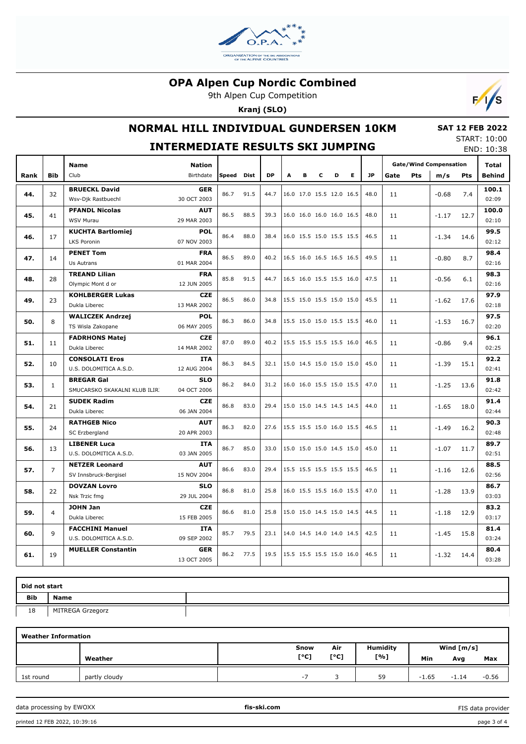# OPA Alpen Cup Nordic Combined

9th Alpen Cup Competition

**Kranj (SLO)**

## NORMAL HILL INDIVIDUAL GUNDERSEN 10KM

**SAT 12 FEB 2022**

START: 10:00

END: 10:38

## INTERMEDIATE RESULTS SKI JUMPING

| Rank | Bib | Name / Club | Nation / Birthdate | Speed | Dist | DP | A | B | C | D | E | JP | Gate/Wind Compensation Gate | Pts | m/s | Pts | Total Behind |
|---|---|---|---|---|---|---|---|---|---|---|---|---|---|---|---|---|---|
| 44. | 32 | **BRUECKL David** Wsv-Djk Rastbuechl | **GER** 30 OCT 2003 | 86.7 | 91.5 | 44.7 | 16.0 | 17.0 | 15.5 | 12.0 | 16.5 | 48.0 | 11 | | -0.68 | 7.4 | **100.1** 02:09 |
| 45. | 41 | **PFANDL Nicolas** WSV Murau | **AUT** 29 MAR 2003 | 86.5 | 88.5 | 39.3 | 16.0 | 16.0 | 16.0 | 16.0 | 16.5 | 48.0 | 11 | | -1.17 | 12.7 | **100.0** 02:10 |
| 46. | 17 | **KUCHTA Bartlomiej** LKS Poronin | **POL** 07 NOV 2003 | 86.4 | 88.0 | 38.4 | 16.0 | 15.5 | 15.0 | 15.5 | 15.5 | 46.5 | 11 | | -1.34 | 14.6 | **99.5** 02:12 |
| 47. | 14 | **PENET Tom** Us Autrans | **FRA** 01 MAR 2004 | 86.5 | 89.0 | 40.2 | 16.5 | 16.0 | 16.5 | 16.5 | 16.5 | 49.5 | 11 | | -0.80 | 8.7 | **98.4** 02:16 |
| 48. | 28 | **TREAND Lilian** Olympic Mont d or | **FRA** 12 JUN 2005 | 85.8 | 91.5 | 44.7 | 16.5 | 16.0 | 15.5 | 15.5 | 16.0 | 47.5 | 11 | | -0.56 | 6.1 | **98.3** 02:16 |
| 49. | 23 | **KOHLBERGER Lukas** Dukla Liberec | **CZE** 13 MAR 2002 | 86.5 | 86.0 | 34.8 | 15.5 | 15.0 | 15.5 | 15.0 | 15.0 | 45.5 | 11 | | -1.62 | 17.6 | **97.9** 02:18 |
| 50. | 8 | **WALICZEK Andrzej** TS Wisla Zakopane | **POL** 06 MAY 2005 | 86.3 | 86.0 | 34.8 | 15.5 | 15.0 | 15.0 | 15.5 | 15.5 | 46.0 | 11 | | -1.53 | 16.7 | **97.5** 02:20 |
| 51. | 11 | **FADRHONS Matej** Dukla Liberec | **CZE** 14 MAR 2002 | 87.0 | 89.0 | 40.2 | 15.5 | 15.5 | 15.5 | 15.5 | 16.0 | 46.5 | 11 | | -0.86 | 9.4 | **96.1** 02:25 |
| 52. | 10 | **CONSOLATI Eros** U.S. DOLOMITICA A.S.D. | **ITA** 12 AUG 2004 | 86.3 | 84.5 | 32.1 | 15.0 | 14.5 | 15.0 | 15.0 | 15.0 | 45.0 | 11 | | -1.39 | 15.1 | **92.2** 02:41 |
| 53. | 1 | **BREGAR Gal** SMUCARSKO SKAKALNI KLUB ILIR | **SLO** 04 OCT 2006 | 86.2 | 84.0 | 31.2 | 16.0 | 16.0 | 15.5 | 15.0 | 15.5 | 47.0 | 11 | | -1.25 | 13.6 | **91.8** 02:42 |
| 54. | 21 | **SUDEK Radim** Dukla Liberec | **CZE** 06 JAN 2004 | 86.8 | 83.0 | 29.4 | 15.0 | 15.0 | 14.5 | 14.5 | 14.5 | 44.0 | 11 | | -1.65 | 18.0 | **91.4** 02:44 |
| 55. | 24 | **RATHGEB Nico** SC Erzbergland | **AUT** 20 APR 2003 | 86.3 | 82.0 | 27.6 | 15.5 | 15.5 | 15.0 | 16.0 | 15.5 | 46.5 | 11 | | -1.49 | 16.2 | **90.3** 02:48 |
| 56. | 13 | **LIBENER Luca** U.S. DOLOMITICA A.S.D. | **ITA** 03 JAN 2005 | 86.7 | 85.0 | 33.0 | 15.0 | 15.0 | 15.0 | 14.5 | 15.0 | 45.0 | 11 | | -1.07 | 11.7 | **89.7** 02:51 |
| 57. | 7 | **NETZER Leonard** SV Innsbruck-Bergisel | **AUT** 15 NOV 2004 | 86.6 | 83.0 | 29.4 | 15.5 | 15.5 | 15.5 | 15.5 | 15.5 | 46.5 | 11 | | -1.16 | 12.6 | **88.5** 02:56 |
| 58. | 22 | **DOVZAN Lovro** Nsk Trzic fmg | **SLO** 29 JUL 2004 | 86.8 | 81.0 | 25.8 | 16.0 | 15.5 | 15.5 | 16.0 | 15.5 | 47.0 | 11 | | -1.28 | 13.9 | **86.7** 03:03 |
| 59. | 4 | **JOHN Jan** Dukla Liberec | **CZE** 15 FEB 2005 | 86.6 | 81.0 | 25.8 | 15.0 | 15.0 | 14.5 | 15.0 | 14.5 | 44.5 | 11 | | -1.18 | 12.9 | **83.2** 03:17 |
| 60. | 9 | **FACCHINI Manuel** U.S. DOLOMITICA A.S.D. | **ITA** 09 SEP 2002 | 85.7 | 79.5 | 23.1 | 14.0 | 14.5 | 14.0 | 14.0 | 14.5 | 42.5 | 11 | | -1.45 | 15.8 | **81.4** 03:24 |
| 61. | 19 | **MUELLER Constantin** | **GER** 13 OCT 2005 | 86.2 | 77.5 | 19.5 | 15.5 | 15.5 | 15.5 | 15.0 | 16.0 | 46.5 | 11 | | -1.32 | 14.4 | **80.4** 03:28 |

**Did not start**

| Bib | Name |
|---|---|
| 18 | MITREGA Grzegorz |

**Weather Information**

| | Weather | Snow [°C] | Air [°C] | Humidity [%] | Wind [m/s] Min | Avg | Max |
|---|---|---|---|---|---|---|---|
| 1st round | partly cloudy | -7 | 3 | 59 | -1.65 | -1.14 | -0.56 |

data processing by EWOXX — fis-ski.com — FIS data provider

printed 12 FEB 2022, 10:39:16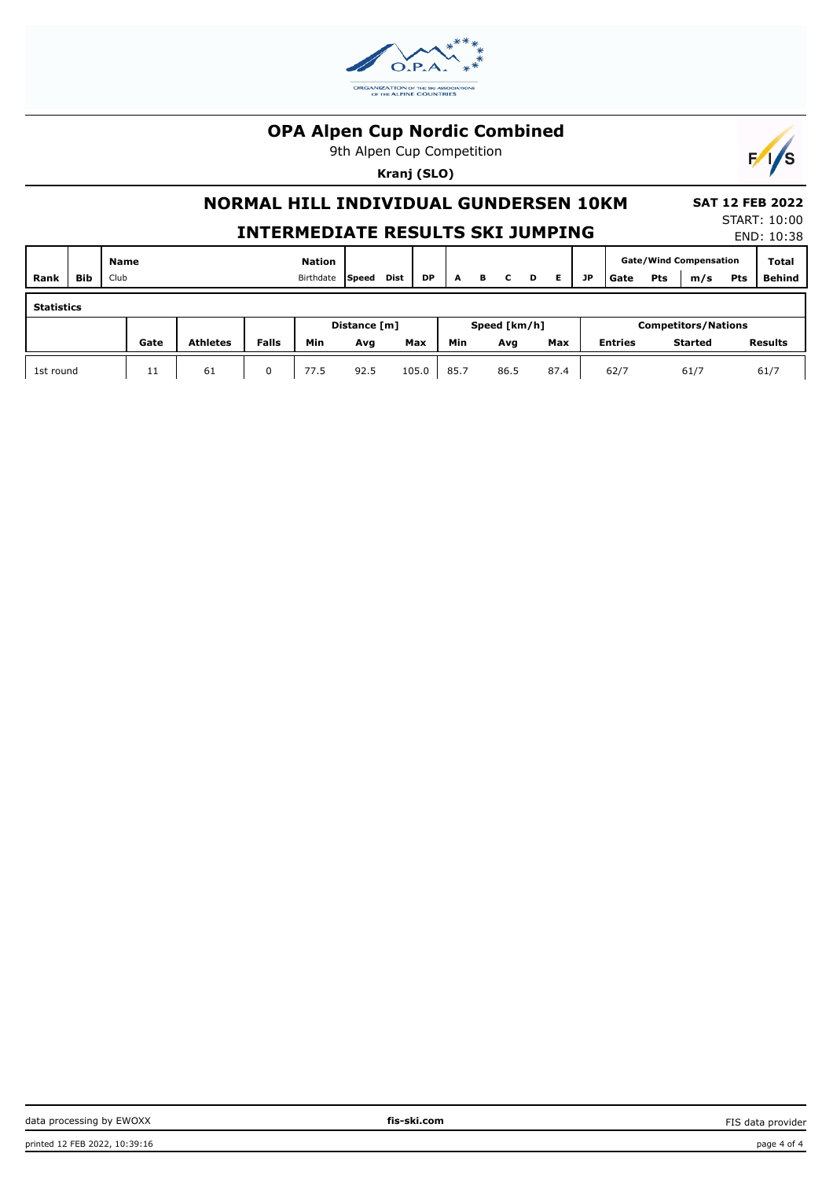# OPA Alpen Cup Nordic Combined

9th Alpen Cup Competition

**Kranj (SLO)**

## NORMAL HILL INDIVIDUAL GUNDERSEN 10KM

**SAT 12 FEB 2022**

START: 10:00

END: 10:38

## INTERMEDIATE RESULTS SKI JUMPING

| Rank | Bib | Name<br>Club | Nation<br>Birthdate | Speed | Dist | DP | A | B | C | D | E | JP | Gate/Wind Compensation Gate | Pts | m/s | Pts | Total Behind |
|---|---|---|---|---|---|---|---|---|---|---|---|---|---|---|---|---|---|

**Statistics**

| | Gate | Athletes | Falls | Distance [m] Min | Avg | Max | Speed [km/h] Min | Avg | Max | Competitors/Nations Entries | Started | Results |
|---|---|---|---|---|---|---|---|---|---|---|---|---|
| 1st round | 11 | 61 | 0 | 77.5 | 92.5 | 105.0 | 85.7 | 86.5 | 87.4 | 62/7 | 61/7 | 61/7 |

data processing by EWOXX

fis-ski.com

FIS data provider

printed 12 FEB 2022, 10:39:16